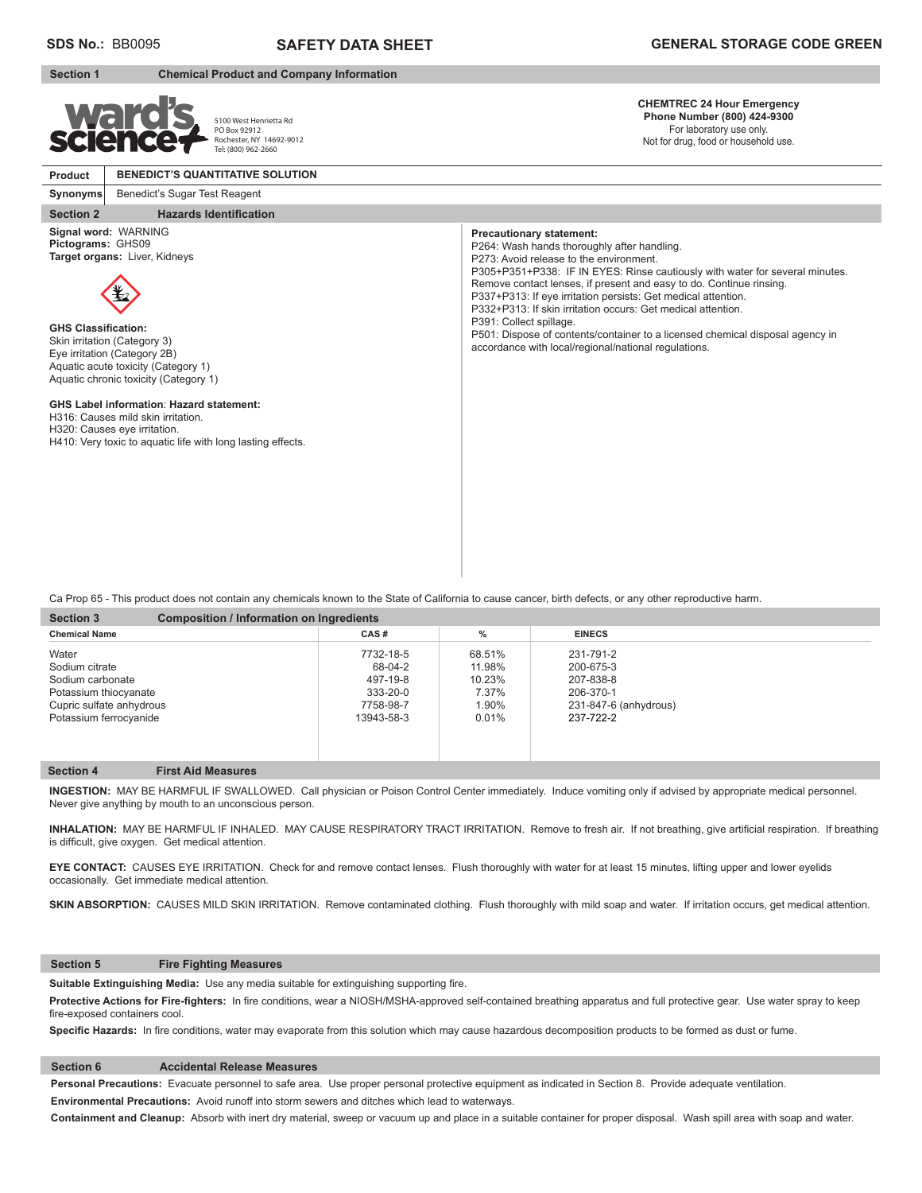**SDS No.:** BB0095

# SAFETY DATA SHEET

**GENERAL STORAGE CODE GREEN**

## Section 1 Chemical Product and Company Information

ward's science

5100 West Henrietta Rd
PO Box 92912
Rochester, NY 14692-9012
Tel: (800) 962-2660

**CHEMTREC 24 Hour Emergency Phone Number (800) 424-9300**
For laboratory use only.
Not for drug, food or household use.

| **Product** | **BENEDICT'S QUANTITATIVE SOLUTION** |
|---|---|
| **Synonyms** | Benedict's Sugar Test Reagent |

## Section 2 Hazards Identification

**Signal word:** WARNING
**Pictograms:** GHS09
**Target organs:** Liver, Kidneys

**GHS Classification:**
Skin irritation (Category 3)
Eye irritation (Category 2B)
Aquatic acute toxicity (Category 1)
Aquatic chronic toxicity (Category 1)

**GHS Label information**: **Hazard statement:**
H316: Causes mild skin irritation.
H320: Causes eye irritation.
H410: Very toxic to aquatic life with long lasting effects.

**Precautionary statement:**
P264: Wash hands thoroughly after handling.
P273: Avoid release to the environment.
P305+P351+P338: IF IN EYES: Rinse cautiously with water for several minutes. Remove contact lenses, if present and easy to do. Continue rinsing.
P337+P313: If eye irritation persists: Get medical attention.
P332+P313: If skin irritation occurs: Get medical attention.
P391: Collect spillage.
P501: Dispose of contents/container to a licensed chemical disposal agency in accordance with local/regional/national regulations.

Ca Prop 65 - This product does not contain any chemicals known to the State of California to cause cancer, birth defects, or any other reproductive harm.

## Section 3 Composition / Information on Ingredients

| Chemical Name | CAS # | % | EINECS |
|---|---|---|---|
| Water | 7732-18-5 | 68.51% | 231-791-2 |
| Sodium citrate | 68-04-2 | 11.98% | 200-675-3 |
| Sodium carbonate | 497-19-8 | 10.23% | 207-838-8 |
| Potassium thiocyanate | 333-20-0 | 7.37% | 206-370-1 |
| Cupric sulfate anhydrous | 7758-98-7 | 1.90% | 231-847-6 (anhydrous) |
| Potassium ferrocyanide | 13943-58-3 | 0.01% | 237-722-2 |

## Section 4 First Aid Measures

**INGESTION:** MAY BE HARMFUL IF SWALLOWED. Call physician or Poison Control Center immediately. Induce vomiting only if advised by appropriate medical personnel. Never give anything by mouth to an unconscious person.

**INHALATION:** MAY BE HARMFUL IF INHALED. MAY CAUSE RESPIRATORY TRACT IRRITATION. Remove to fresh air. If not breathing, give artificial respiration. If breathing is difficult, give oxygen. Get medical attention.

**EYE CONTACT:** CAUSES EYE IRRITATION. Check for and remove contact lenses. Flush thoroughly with water for at least 15 minutes, lifting upper and lower eyelids occasionally. Get immediate medical attention.

**SKIN ABSORPTION:** CAUSES MILD SKIN IRRITATION. Remove contaminated clothing. Flush thoroughly with mild soap and water. If irritation occurs, get medical attention.

## Section 5 Fire Fighting Measures

**Suitable Extinguishing Media:** Use any media suitable for extinguishing supporting fire.

**Protective Actions for Fire-fighters:** In fire conditions, wear a NIOSH/MSHA-approved self-contained breathing apparatus and full protective gear. Use water spray to keep fire-exposed containers cool.

**Specific Hazards:** In fire conditions, water may evaporate from this solution which may cause hazardous decomposition products to be formed as dust or fume.

## Section 6 Accidental Release Measures

**Personal Precautions:** Evacuate personnel to safe area. Use proper personal protective equipment as indicated in Section 8. Provide adequate ventilation.

**Environmental Precautions:** Avoid runoff into storm sewers and ditches which lead to waterways.

**Containment and Cleanup:** Absorb with inert dry material, sweep or vacuum up and place in a suitable container for proper disposal. Wash spill area with soap and water.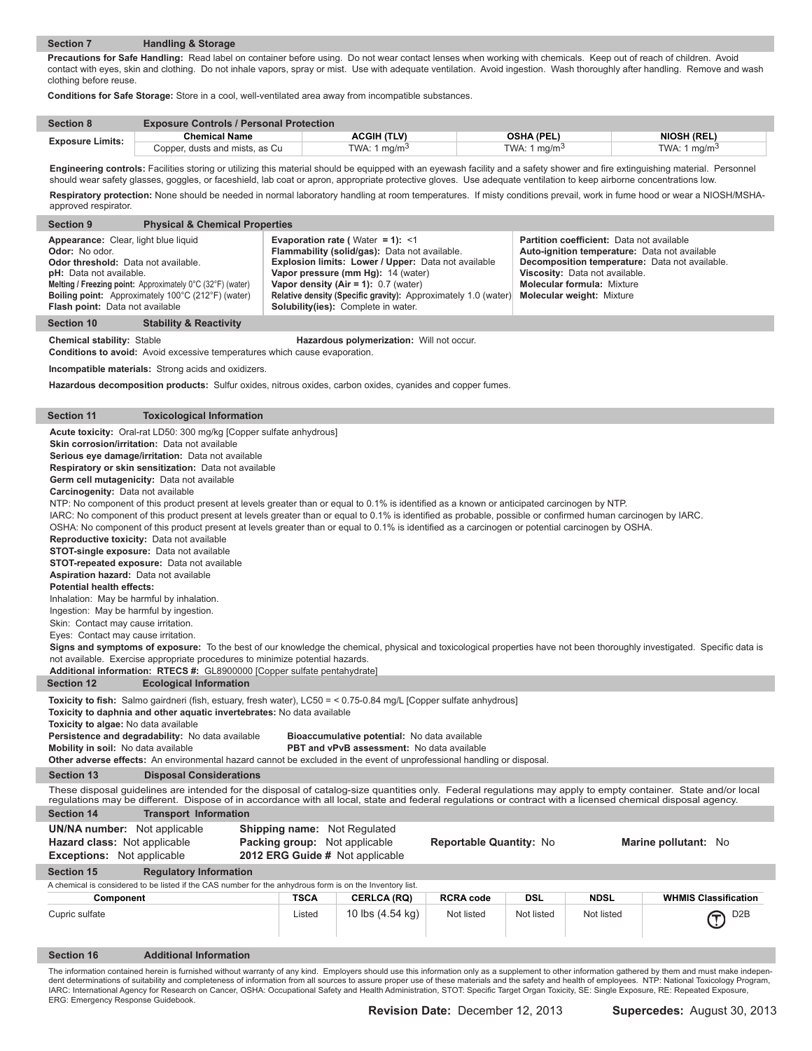## Section 7 Handling & Storage

**Precautions for Safe Handling:** Read label on container before using. Do not wear contact lenses when working with chemicals. Keep out of reach of children. Avoid contact with eyes, skin and clothing. Do not inhale vapors, spray or mist. Use with adequate ventilation. Avoid ingestion. Wash thoroughly after handling. Remove and wash clothing before reuse.

**Conditions for Safe Storage:** Store in a cool, well-ventilated area away from incompatible substances.

## Section 8 Exposure Controls / Personal Protection

| Exposure Limits: | Chemical Name | ACGIH (TLV) | OSHA (PEL) | NIOSH (REL) |
|---|---|---|---|---|
| | Copper, dusts and mists, as Cu | TWA: 1 mg/m$^3$ | TWA: 1 mg/m$^3$ | TWA: 1 mg/m$^3$ |

**Engineering controls:** Facilities storing or utilizing this material should be equipped with an eyewash facility and a safety shower and fire extinguishing material. Personnel should wear safety glasses, goggles, or faceshield, lab coat or apron, appropriate protective gloves. Use adequate ventilation to keep airborne concentrations low.

**Respiratory protection:** None should be needed in normal laboratory handling at room temperatures. If misty conditions prevail, work in fume hood or wear a NIOSH/MSHA-approved respirator.

## Section 9 Physical & Chemical Properties

**Appearance:** Clear, light blue liquid
**Odor:** No odor.
**Odor threshold:** Data not available.
**pH:** Data not available.
**Melting / Freezing point:** Approximately 0°C (32°F) (water)
**Boiling point:** Approximately 100°C (212°F) (water)
**Flash point:** Data not available

**Evaporation rate** ( Water = 1): <1
**Flammability (solid/gas):** Data not available.
**Explosion limits: Lower / Upper:** Data not available
**Vapor pressure (mm Hg):** 14 (water)
**Vapor density (Air = 1):** 0.7 (water)
**Relative density (Specific gravity):** Approximately 1.0 (water)
**Solubility(ies):** Complete in water.

**Partition coefficient:** Data not available
**Auto-ignition temperature:** Data not available
**Decomposition temperature:** Data not available.
**Viscosity:** Data not available.
**Molecular formula:** Mixture
**Molecular weight:** Mixture

## Section 10 Stability & Reactivity

**Chemical stability:** Stable **Hazardous polymerization:** Will not occur.
**Conditions to avoid:** Avoid excessive temperatures which cause evaporation.

**Incompatible materials:** Strong acids and oxidizers.

**Hazardous decomposition products:** Sulfur oxides, nitrous oxides, carbon oxides, cyanides and copper fumes.

## Section 11 Toxicological Information

**Acute toxicity:** Oral-rat LD50: 300 mg/kg [Copper sulfate anhydrous]
**Skin corrosion/irritation:** Data not available
**Serious eye damage/irritation:** Data not available
**Respiratory or skin sensitization:** Data not available
**Germ cell mutagenicity:** Data not available
**Carcinogenity:** Data not available
NTP: No component of this product present at levels greater than or equal to 0.1% is identified as a known or anticipated carcinogen by NTP.
IARC: No component of this product present at levels greater than or equal to 0.1% is identified as probable, possible or confirmed human carcinogen by IARC.
OSHA: No component of this product present at levels greater than or equal to 0.1% is identified as a carcinogen or potential carcinogen by OSHA.
**Reproductive toxicity:** Data not available
**STOT-single exposure:** Data not available
**STOT-repeated exposure:** Data not available
**Aspiration hazard:** Data not available
**Potential health effects:**
Inhalation: May be harmful by inhalation.
Ingestion: May be harmful by ingestion.
Skin: Contact may cause irritation.
Eyes: Contact may cause irritation.
**Signs and symptoms of exposure:** To the best of our knowledge the chemical, physical and toxicological properties have not been thoroughly investigated. Specific data is not available. Exercise appropriate procedures to minimize potential hazards.
**Additional information: RTECS #:** GL8900000 [Copper sulfate pentahydrate]

## Section 12 Ecological Information

**Toxicity to fish:** Salmo gairdneri (fish, estuary, fresh water), LC50 = < 0.75-0.84 mg/L [Copper sulfate anhydrous]
**Toxicity to daphnia and other aquatic invertebrates:** No data available
**Toxicity to algae:** No data available
**Persistence and degradability:** No data available **Bioaccumulative potential:** No data available
**Mobility in soil:** No data available **PBT and vPvB assessment:** No data available
**Other adverse effects:** An environmental hazard cannot be excluded in the event of unprofessional handling or disposal.

## Section 13 Disposal Considerations

These disposal guidelines are intended for the disposal of catalog-size quantities only. Federal regulations may apply to empty container. State and/or local regulations may be different. Dispose of in accordance with all local, state and federal regulations or contract with a licensed chemical disposal agency.

## Section 14 Transport Information

**UN/NA number:** Not applicable
**Hazard class:** Not applicable
**Exceptions:** Not applicable
**Shipping name:** Not Regulated
**Packing group:** Not applicable
**2012 ERG Guide #** Not applicable
**Reportable Quantity:** No
**Marine pollutant:** No

## Section 15 Regulatory Information

A chemical is considered to be listed if the CAS number for the anhydrous form is on the Inventory list.

| Component | TSCA | CERLCA (RQ) | RCRA code | DSL | NDSL | WHMIS Classification |
|---|---|---|---|---|---|---|
| Cupric sulfate | Listed | 10 lbs (4.54 kg) | Not listed | Not listed | Not listed | D2B |

## Section 16 Additional Information

The information contained herein is furnished without warranty of any kind. Employers should use this information only as a supplement to other information gathered by them and must make independent determinations of suitability and completeness of information from all sources to assure proper use of these materials and the safety and health of employees. NTP: National Toxicology Program, IARC: International Agency for Research on Cancer, OSHA: Occupational Safety and Health Administration, STOT: Specific Target Organ Toxicity, SE: Single Exposure, RE: Repeated Exposure, ERG: Emergency Response Guidebook.

**Revision Date:** December 12, 2013 **Supercedes:** August 30, 2013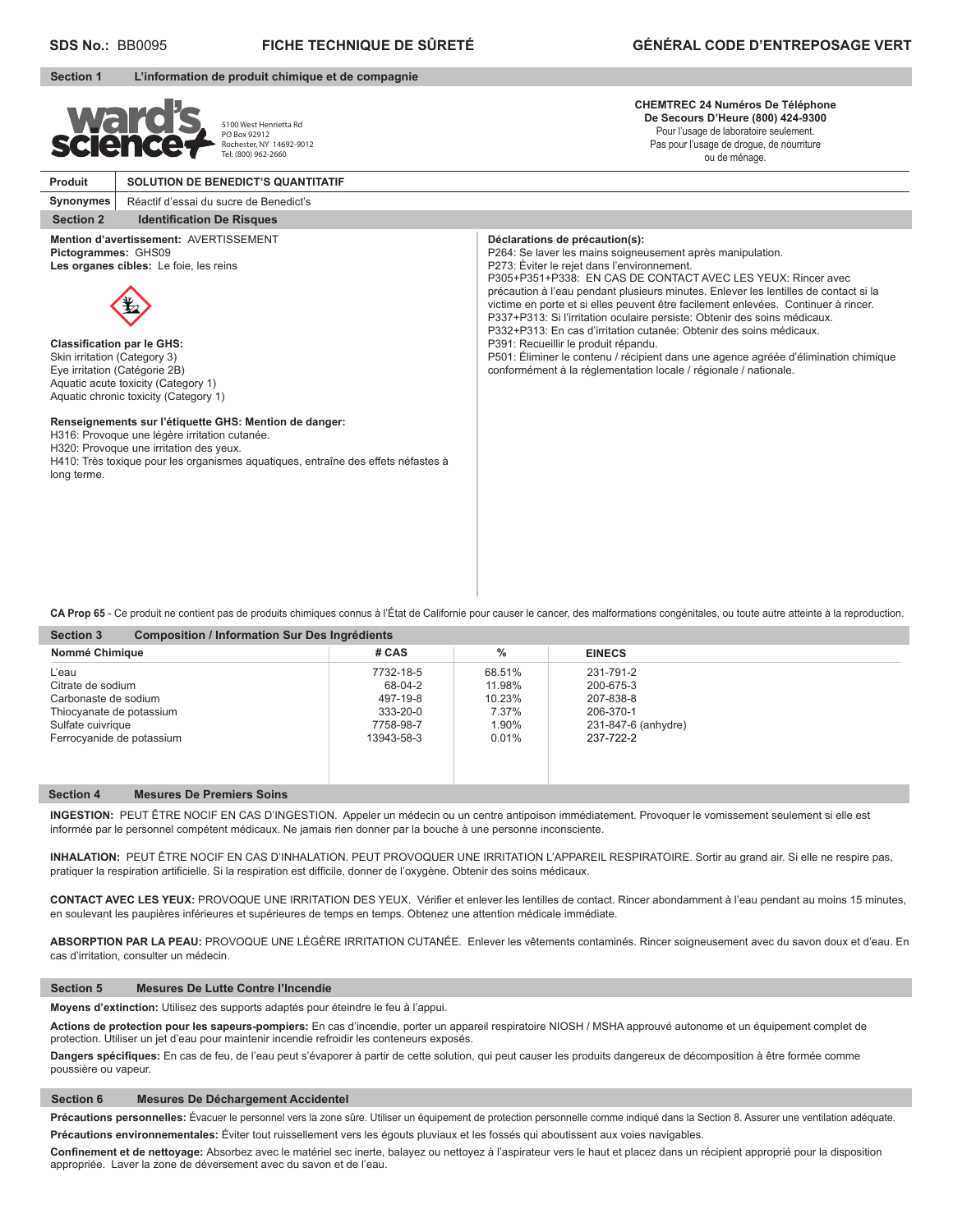**SDS No.:** BB0095 **FICHE TECHNIQUE DE SÛRETÉ** **GÉNÉRAL CODE D'ENTREPOSAGE VERT**

## Section 1 L'information de produit chimique et de compagnie

ward's science+
5100 West Henrietta Rd
PO Box 92912
Rochester, NY 14692-9012
Tel: (800) 962-2660

**CHEMTREC 24 Numéros De Téléphone De Secours D'Heure (800) 424-9300**
Pour l'usage de laboratoire seulement.
Pas pour l'usage de drogue, de nourriture ou de ménage.

| | |
|---|---|
| **Produit** | **SOLUTION DE BENEDICT'S QUANTITATIF** |
| **Synonymes** | Réactif d'essai du sucre de Benedict's |

## Section 2 Identification De Risques

**Mention d'avertissement:** AVERTISSEMENT
**Pictogrammes:** GHS09
**Les organes cibles:** Le foie, les reins

**Classification par le GHS:**
Skin irritation (Category 3)
Eye irritation (Catégorie 2B)
Aquatic acute toxicity (Category 1)
Aquatic chronic toxicity (Category 1)

**Renseignements sur l'étiquette GHS: Mention de danger:**
H316: Provoque une légère irritation cutanée.
H320: Provoque une irritation des yeux.
H410: Très toxique pour les organismes aquatiques, entraîne des effets néfastes à long terme.

**Déclarations de précaution(s):**
P264: Se laver les mains soigneusement après manipulation.
P273: Éviter le rejet dans l'environnement.
P305+P351+P338: EN CAS DE CONTACT AVEC LES YEUX: Rincer avec précaution à l'eau pendant plusieurs minutes. Enlever les lentilles de contact si la victime en porte et si elles peuvent être facilement enlevées. Continuer à rincer.
P337+P313: Si l'irritation oculaire persiste: Obtenir des soins médicaux.
P332+P313: En cas d'irritation cutanée: Obtenir des soins médicaux.
P391: Recueillir le produit répandu.
P501: Éliminer le contenu / récipient dans une agence agréée d'élimination chimique conformément à la réglementation locale / régionale / nationale.

**CA Prop 65** - Ce produit ne contient pas de produits chimiques connus à l'État de Californie pour causer le cancer, des malformations congénitales, ou toute autre atteinte à la reproduction.

## Section 3 Composition / Information Sur Des Ingrédients

| Nommé Chimique | # CAS | % | EINECS |
|---|---|---|---|
| L'eau | 7732-18-5 | 68.51% | 231-791-2 |
| Citrate de sodium | 68-04-2 | 11.98% | 200-675-3 |
| Carbonaste de sodium | 497-19-8 | 10.23% | 207-838-8 |
| Thiocyanate de potassium | 333-20-0 | 7.37% | 206-370-1 |
| Sulfate cuivrique | 7758-98-7 | 1.90% | 231-847-6 (anhydre) |
| Ferrocyanide de potassium | 13943-58-3 | 0.01% | 237-722-2 |

## Section 4 Mesures De Premiers Soins

**INGESTION:** PEUT ÊTRE NOCIF EN CAS D'INGESTION. Appeler un médecin ou un centre antipoison immédiatement. Provoquer le vomissement seulement si elle est informée par le personnel compétent médicaux. Ne jamais rien donner par la bouche à une personne inconsciente.

**INHALATION:** PEUT ÊTRE NOCIF EN CAS D'INHALATION. PEUT PROVOQUER UNE IRRITATION L'APPAREIL RESPIRATOIRE. Sortir au grand air. Si elle ne respire pas, pratiquer la respiration artificielle. Si la respiration est difficile, donner de l'oxygène. Obtenir des soins médicaux.

**CONTACT AVEC LES YEUX:** PROVOQUE UNE IRRITATION DES YEUX. Vérifier et enlever les lentilles de contact. Rincer abondamment à l'eau pendant au moins 15 minutes, en soulevant les paupières inférieures et supérieures de temps en temps. Obtenez une attention médicale immédiate.

**ABSORPTION PAR LA PEAU:** PROVOQUE UNE LÉGÈRE IRRITATION CUTANÉE. Enlever les vêtements contaminés. Rincer soigneusement avec du savon doux et d'eau. En cas d'irritation, consulter un médecin.

## Section 5 Mesures De Lutte Contre l'Incendie

**Moyens d'extinction:** Utilisez des supports adaptés pour éteindre le feu à l'appui.

**Actions de protection pour les sapeurs-pompiers:** En cas d'incendie, porter un appareil respiratoire NIOSH / MSHA approuvé autonome et un équipement complet de protection. Utiliser un jet d'eau pour maintenir incendie refroidir les conteneurs exposés.

**Dangers spécifiques:** En cas de feu, de l'eau peut s'évaporer à partir de cette solution, qui peut causer les produits dangereux de décomposition à être formée comme poussière ou vapeur.

## Section 6 Mesures De Déchargement Accidentel

**Précautions personnelles:** Évacuer le personnel vers la zone sûre. Utiliser un équipement de protection personnelle comme indiqué dans la Section 8. Assurer une ventilation adéquate.

**Précautions environnementales:** Éviter tout ruissellement vers les égouts pluviaux et les fossés qui aboutissent aux voies navigables.

**Confinement et de nettoyage:** Absorbez avec le matériel sec inerte, balayez ou nettoyez à l'aspirateur vers le haut et placez dans un récipient approprié pour la disposition appropriée. Laver la zone de déversement avec du savon et de l'eau.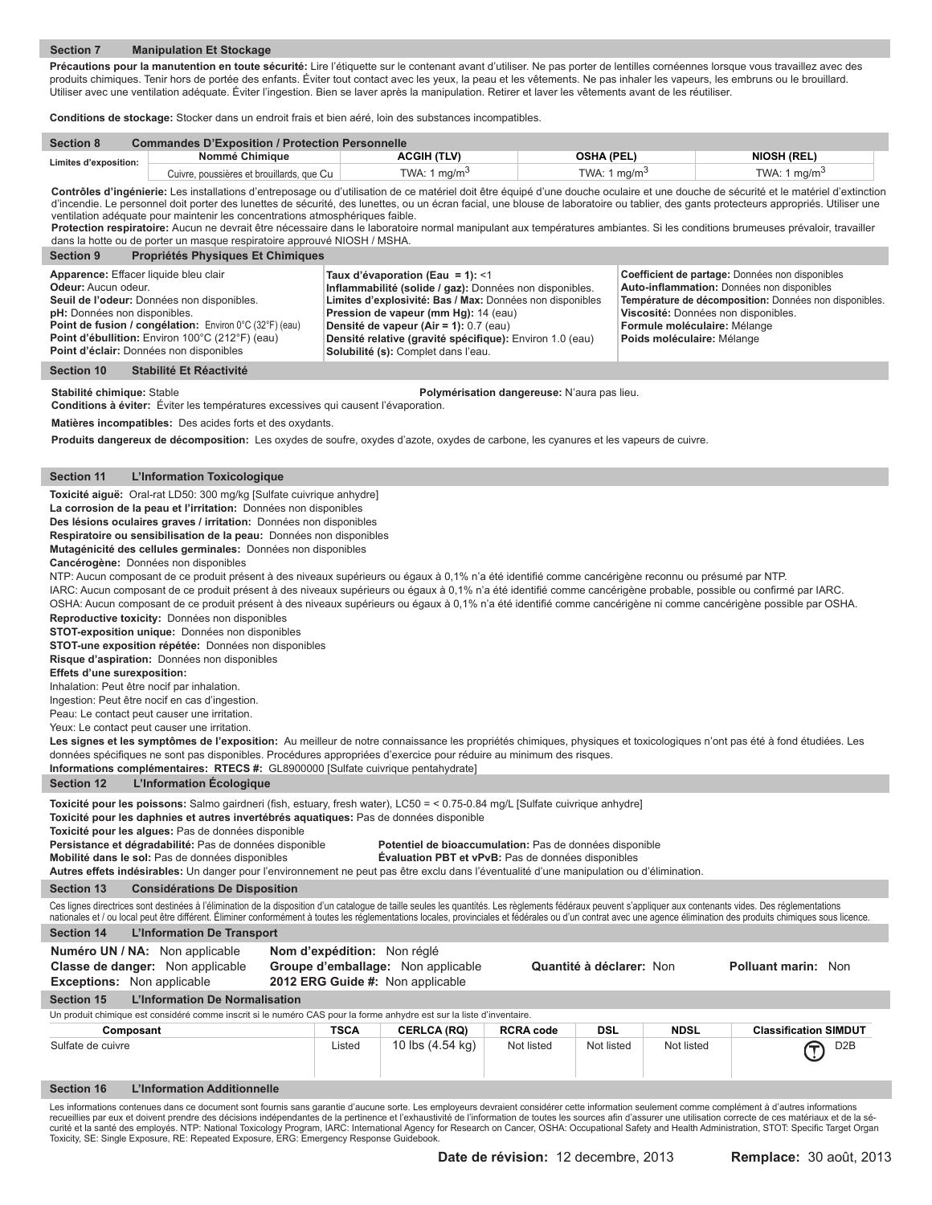## Section 7 Manipulation Et Stockage

**Précautions pour la manutention en toute sécurité:** Lire l'étiquette sur le contenant avant d'utiliser. Ne pas porter de lentilles cornéennes lorsque vous travaillez avec des produits chimiques. Tenir hors de portée des enfants. Éviter tout contact avec les yeux, la peau et les vêtements. Ne pas inhaler les vapeurs, les embruns ou le brouillard. Utiliser avec une ventilation adéquate. Éviter l'ingestion. Bien se laver après la manipulation. Retirer et laver les vêtements avant de les réutiliser.

**Conditions de stockage:** Stocker dans un endroit frais et bien aéré, loin des substances incompatibles.

## Section 8 Commandes D'Exposition / Protection Personnelle

| Limites d'exposition: | Nommé Chimique | ACGIH (TLV) | OSHA (PEL) | NIOSH (REL) |
|---|---|---|---|---|
| | Cuivre, poussières et brouillards, que Cu | TWA: 1 mg/m$^3$ | TWA: 1 mg/m$^3$ | TWA: 1 mg/m$^3$ |

**Contrôles d'ingénierie:** Les installations d'entreposage ou d'utilisation de ce matériel doit être équipé d'une douche oculaire et une douche de sécurité et le matériel d'extinction d'incendie. Le personnel doit porter des lunettes de sécurité, des lunettes, ou un écran facial, une blouse de laboratoire ou tablier, des gants protecteurs appropriés. Utiliser une ventilation adéquate pour maintenir les concentrations atmosphériques faible.
**Protection respiratoire:** Aucun ne devrait être nécessaire dans le laboratoire normal manipulant aux températures ambiantes. Si les conditions brumeuses prévaloir, travailler dans la hotte ou de porter un masque respiratoire approuvé NIOSH / MSHA.

## Section 9 Propriétés Physiques Et Chimiques

**Apparence:** Effacer liquide bleu clair
**Odeur:** Aucun odeur.
**Seuil de l'odeur:** Données non disponibles.
**pH:** Données non disponibles.
**Point de fusion / congélation:** Environ 0°C (32°F) (eau)
**Point d'ébullition:** Environ 100°C (212°F) (eau)
**Point d'éclair:** Données non disponibles

**Taux d'évaporation (Eau = 1):** <1
**Inflammabilité (solide / gaz):** Données non disponibles.
**Limites d'explosivité: Bas / Max:** Données non disponibles
**Pression de vapeur (mm Hg):** 14 (eau)
**Densité de vapeur (Air = 1):** 0.7 (eau)
**Densité relative (gravité spécifique):** Environ 1.0 (eau)
**Solubilité (s):** Complet dans l'eau.

**Coefficient de partage:** Données non disponibles
**Auto-inflammation:** Données non disponibles
**Température de décomposition:** Données non disponibles.
**Viscosité:** Données non disponibles.
**Formule moléculaire:** Mélange
**Poids moléculaire:** Mélange

## Section 10 Stabilité Et Réactivité

**Stabilité chimique:** Stable
**Polymérisation dangereuse:** N'aura pas lieu.
**Conditions à éviter:** Éviter les températures excessives qui causent l'évaporation.

**Matières incompatibles:** Des acides forts et des oxydants.

**Produits dangereux de décomposition:** Les oxydes de soufre, oxydes d'azote, oxydes de carbone, les cyanures et les vapeurs de cuivre.

## Section 11 L'Information Toxicologique

**Toxicité aiguë:** Oral-rat LD50: 300 mg/kg [Sulfate cuivrique anhydre]
**La corrosion de la peau et l'irritation:** Données non disponibles
**Des lésions oculaires graves / irritation:** Données non disponibles
**Respiratoire ou sensibilisation de la peau:** Données non disponibles
**Mutagénicité des cellules germinales:** Données non disponibles
**Cancérogène:** Données non disponibles
NTP: Aucun composant de ce produit présent à des niveaux supérieurs ou égaux à 0,1% n'a été identifié comme cancérigène reconnu ou présumé par NTP.
IARC: Aucun composant de ce produit présent à des niveaux supérieurs ou égaux à 0,1% n'a été identifié comme cancérigène probable, possible ou confirmé par IARC.
OSHA: Aucun composant de ce produit présent à des niveaux supérieurs ou égaux à 0,1% n'a été identifié comme cancérigène ni comme cancérigène possible par OSHA.
**Reproductive toxicity:** Données non disponibles
**STOT-exposition unique:** Données non disponibles
**STOT-une exposition répétée:** Données non disponibles
**Risque d'aspiration:** Données non disponibles
**Effets d'une surexposition:**
Inhalation: Peut être nocif par inhalation.
Ingestion: Peut être nocif en cas d'ingestion.
Peau: Le contact peut causer une irritation.
Yeux: Le contact peut causer une irritation.
**Les signes et les symptômes de l'exposition:** Au meilleur de notre connaissance les propriétés chimiques, physiques et toxicologiques n'ont pas été à fond étudiées. Les données spécifiques ne sont pas disponibles. Procédures appropriées d'exercice pour réduire au minimum des risques.
**Informations complémentaires: RTECS #:** GL8900000 [Sulfate cuivrique pentahydrate]

## Section 12 L'Information Écologique

**Toxicité pour les poissons:** Salmo gairdneri (fish, estuary, fresh water), LC50 = < 0.75-0.84 mg/L [Sulfate cuivrique anhydre]
**Toxicité pour les daphnies et autres invertébrés aquatiques:** Pas de données disponible
**Toxicité pour les algues:** Pas de données disponible
**Persistance et dégradabilité:** Pas de données disponible
**Potentiel de bioaccumulation:** Pas de données disponible
**Mobilité dans le sol:** Pas de données disponibles
**Évaluation PBT et vPvB:** Pas de données disponibles
**Autres effets indésirables:** Un danger pour l'environnement ne peut pas être exclu dans l'éventualité d'une manipulation ou d'élimination.

## Section 13 Considérations De Disposition

Ces lignes directrices sont destinées à l'élimination de la disposition d'un catalogue de taille seules les quantités. Les règlements fédéraux peuvent s'appliquer aux contenants vides. Des réglementations nationales et / ou local peut être différent. Éliminer conformément à toutes les réglementations locales, provinciales et fédérales ou d'un contrat avec une agence élimination des produits chimiques sous licence.

## Section 14 L'Information De Transport

**Numéro UN / NA:** Non applicable
**Classe de danger:** Non applicable
**Exceptions:** Non applicable
**Nom d'expédition:** Non réglé
**Groupe d'emballage:** Non applicable
**2012 ERG Guide #:** Non applicable
**Quantité à déclarer:** Non
**Polluant marin:** Non

## Section 15 L'Information De Normalisation

Un produit chimique est considéré comme inscrit si le numéro CAS pour la forme anhydre est sur la liste d'inventaire.

| Composant | TSCA | CERLCA (RQ) | RCRA code | DSL | NDSL | Classification SIMDUT |
|---|---|---|---|---|---|---|
| Sulfate de cuivre | Listed | 10 lbs (4.54 kg) | Not listed | Not listed | Not listed | D2B |

## Section 16 L'Information Additionnelle

Les informations contenues dans ce document sont fournis sans garantie d'aucune sorte. Les employeurs devraient considérer cette information seulement comme complément à d'autres informations recueillies par eux et doivent prendre des décisions indépendantes de la pertinence et l'exhaustivité de l'information de toutes les sources afin d'assurer une utilisation correcte de ces matériaux et de la sécurité et la santé des employés. NTP: National Toxicology Program, IARC: International Agency for Research on Cancer, OSHA: Occupational Safety and Health Administration, STOT: Specific Target Organ Toxicity, SE: Single Exposure, RE: Repeated Exposure, ERG: Emergency Response Guidebook.

**Date de révision:** 12 decembre, 2013 **Remplace:** 30 août, 2013